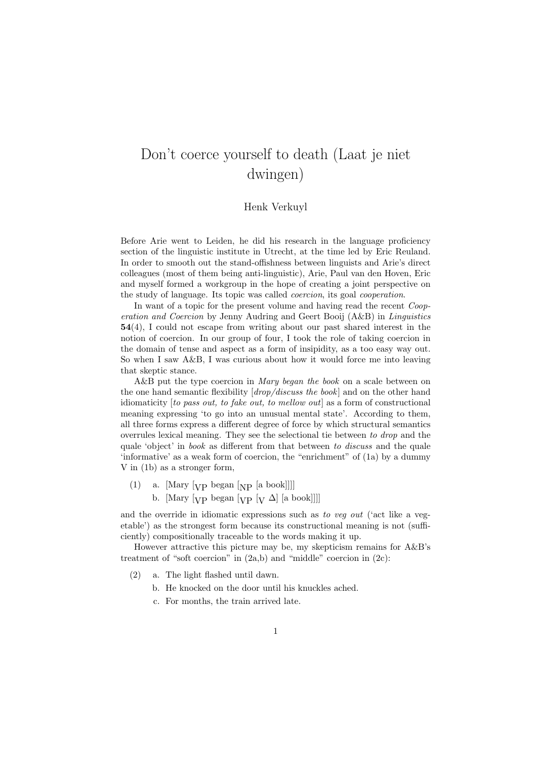# Don't coerce yourself to death (Laat je niet dwingen)

Henk Verkuyl

Before Arie went to Leiden, he did his research in the language proficiency section of the linguistic institute in Utrecht, at the time led by Eric Reuland. In order to smooth out the stand-offishness between linguists and Arie's direct colleagues (most of them being anti-linguistic), Arie, Paul van den Hoven, Eric and myself formed a workgroup in the hope of creating a joint perspective on the study of language. Its topic was called *coercion*, its goal *cooperation*.

In want of a topic for the present volume and having read the recent *Cooperation and Coercion* by Jenny Audring and Geert Booij (A&B) in *Linguistics* **54**(4), I could not escape from writing about our past shared interest in the notion of coercion. In our group of four, I took the role of taking coercion in the domain of tense and aspect as a form of insipidity, as a too easy way out. So when I saw A&B, I was curious about how it would force me into leaving that skeptic stance.

A&B put the type coercion in *Mary began the book* on a scale between on the one hand semantic flexibility [*drop/discuss the book*] and on the other hand idiomaticity [*to pass out, to fake out, to mellow out*] as a form of constructional meaning expressing 'to go into an unusual mental state'. According to them, all three forms express a different degree of force by which structural semantics overrules lexical meaning. They see the selectional tie between *to drop* and the quale 'object' in *book* as different from that between *to discuss* and the quale 'informative' as a weak form of coercion, the "enrichment" of (1a) by a dummy V in (1b) as a stronger form,

(1) a. [Mary [$_{\text{VP}}$ began [$_{\text{NP}}$ [a book]]]]
    b. [Mary [$_{\text{VP}}$ began [$_{\text{VP}}$ [$_{\text{V}}$ $\Delta$] [a book]]]]

and the override in idiomatic expressions such as *to veg out* ('act like a vegetable') as the strongest form because its constructional meaning is not (sufficiently) compositionally traceable to the words making it up.

However attractive this picture may be, my skepticism remains for A&B's treatment of "soft coercion" in (2a,b) and "middle" coercion in (2c):

(2) a. The light flashed until dawn.
    b. He knocked on the door until his knuckles ached.
    c. For months, the train arrived late.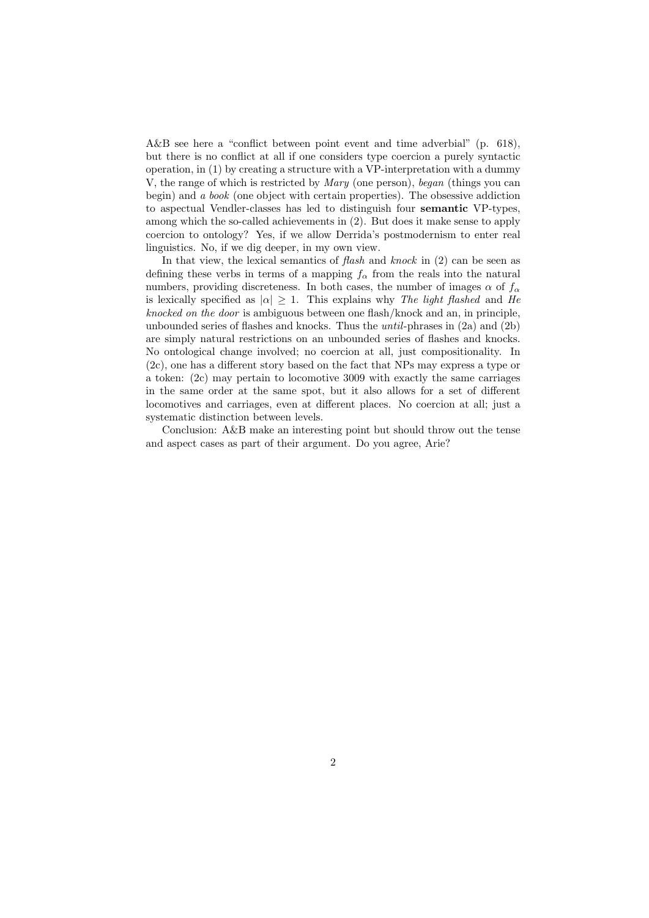A&B see here a "conflict between point event and time adverbial" (p. 618), but there is no conflict at all if one considers type coercion a purely syntactic operation, in (1) by creating a structure with a VP-interpretation with a dummy V, the range of which is restricted by *Mary* (one person), *began* (things you can begin) and *a book* (one object with certain properties). The obsessive addiction to aspectual Vendler-classes has led to distinguish four **semantic** VP-types, among which the so-called achievements in (2). But does it make sense to apply coercion to ontology? Yes, if we allow Derrida's postmodernism to enter real linguistics. No, if we dig deeper, in my own view.

In that view, the lexical semantics of *flash* and *knock* in (2) can be seen as defining these verbs in terms of a mapping $f_\alpha$ from the reals into the natural numbers, providing discreteness. In both cases, the number of images $\alpha$ of $f_\alpha$ is lexically specified as $|\alpha| \geq 1$. This explains why *The light flashed* and *He knocked on the door* is ambiguous between one flash/knock and an, in principle, unbounded series of flashes and knocks. Thus the *until*-phrases in (2a) and (2b) are simply natural restrictions on an unbounded series of flashes and knocks. No ontological change involved; no coercion at all, just compositionality. In (2c), one has a different story based on the fact that NPs may express a type or a token: (2c) may pertain to locomotive 3009 with exactly the same carriages in the same order at the same spot, but it also allows for a set of different locomotives and carriages, even at different places. No coercion at all; just a systematic distinction between levels.

Conclusion: A&B make an interesting point but should throw out the tense and aspect cases as part of their argument. Do you agree, Arie?